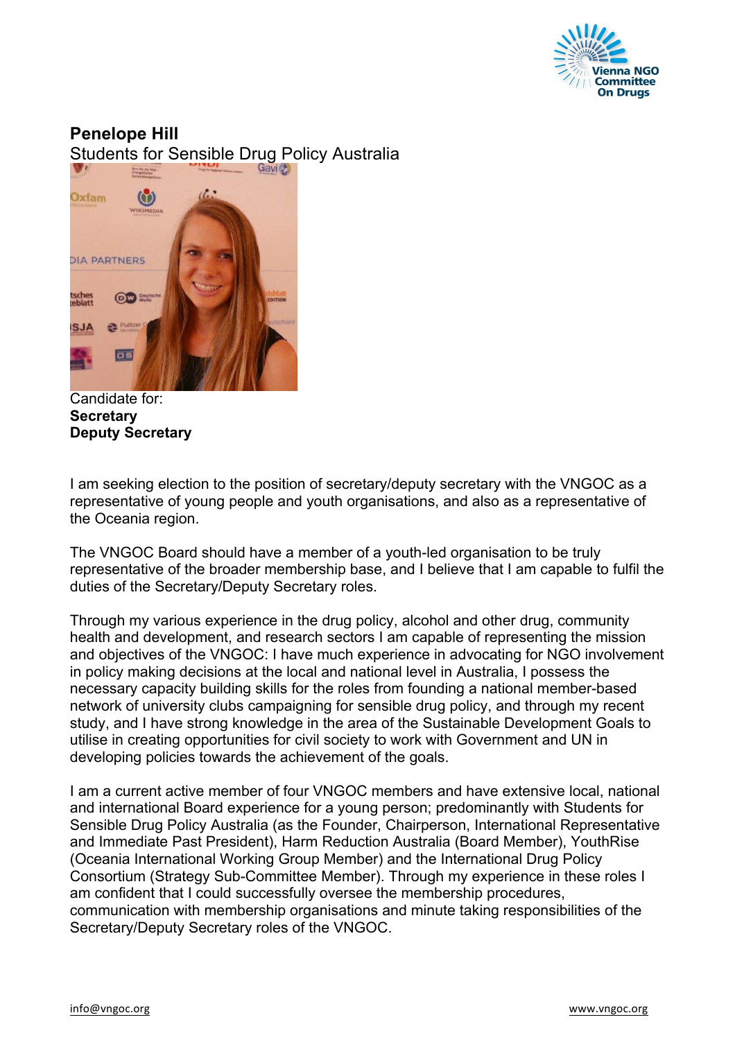**Penelope Hill**

Students for Sensible Drug Policy Australia

Candidate for:

**Secretary**

**Deputy Secretary**

I am seeking election to the position of secretary/deputy secretary with the VNGOC as a representative of young people and youth organisations, and also as a representative of the Oceania region.

The VNGOC Board should have a member of a youth-led organisation to be truly representative of the broader membership base, and I believe that I am capable to fulfil the duties of the Secretary/Deputy Secretary roles.

Through my various experience in the drug policy, alcohol and other drug, community health and development, and research sectors I am capable of representing the mission and objectives of the VNGOC: I have much experience in advocating for NGO involvement in policy making decisions at the local and national level in Australia, I possess the necessary capacity building skills for the roles from founding a national member-based network of university clubs campaigning for sensible drug policy, and through my recent study, and I have strong knowledge in the area of the Sustainable Development Goals to utilise in creating opportunities for civil society to work with Government and UN in developing policies towards the achievement of the goals.

I am a current active member of four VNGOC members and have extensive local, national and international Board experience for a young person; predominantly with Students for Sensible Drug Policy Australia (as the Founder, Chairperson, International Representative and Immediate Past President), Harm Reduction Australia (Board Member), YouthRise (Oceania International Working Group Member) and the International Drug Policy Consortium (Strategy Sub-Committee Member). Through my experience in these roles I am confident that I could successfully oversee the membership procedures, communication with membership organisations and minute taking responsibilities of the Secretary/Deputy Secretary roles of the VNGOC.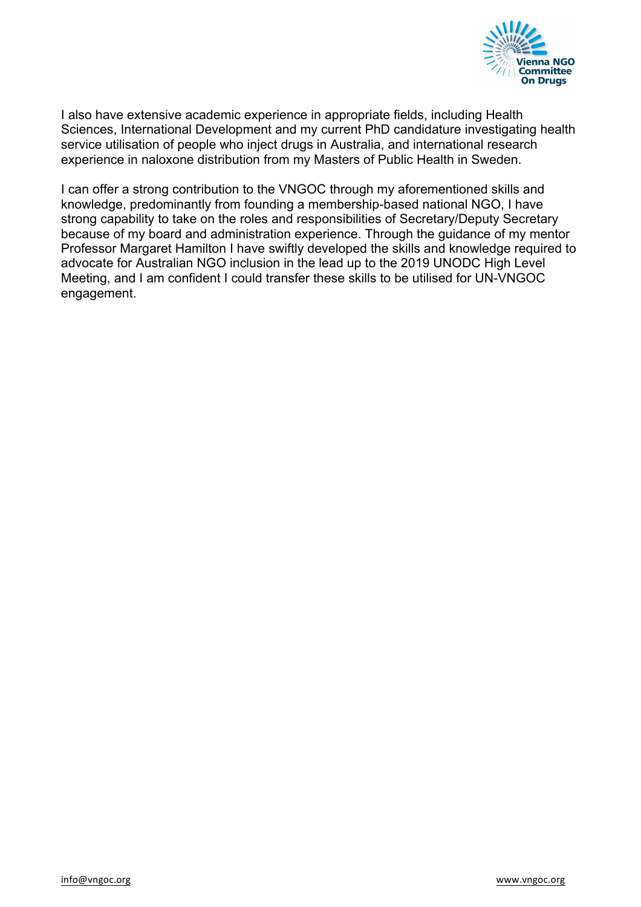I also have extensive academic experience in appropriate fields, including Health Sciences, International Development and my current PhD candidature investigating health service utilisation of people who inject drugs in Australia, and international research experience in naloxone distribution from my Masters of Public Health in Sweden.

I can offer a strong contribution to the VNGOC through my aforementioned skills and knowledge, predominantly from founding a membership-based national NGO, I have strong capability to take on the roles and responsibilities of Secretary/Deputy Secretary because of my board and administration experience. Through the guidance of my mentor Professor Margaret Hamilton I have swiftly developed the skills and knowledge required to advocate for Australian NGO inclusion in the lead up to the 2019 UNODC High Level Meeting, and I am confident I could transfer these skills to be utilised for UN-VNGOC engagement.